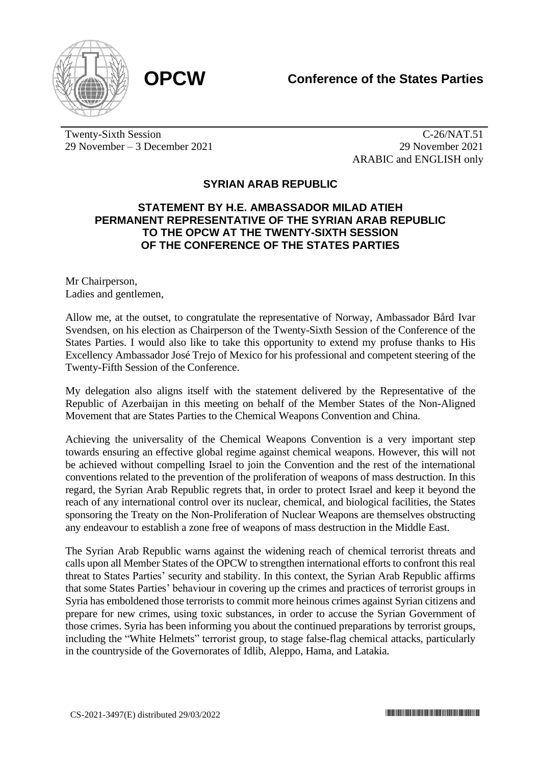**OPCW**

**Conference of the States Parties**

Twenty-Sixth Session
29 November – 3 December 2021

C-26/NAT.51
29 November 2021
ARABIC and ENGLISH only

## SYRIAN ARAB REPUBLIC

### STATEMENT BY H.E. AMBASSADOR MILAD ATIEH PERMANENT REPRESENTATIVE OF THE SYRIAN ARAB REPUBLIC TO THE OPCW AT THE TWENTY-SIXTH SESSION OF THE CONFERENCE OF THE STATES PARTIES

Mr Chairperson,
Ladies and gentlemen,

Allow me, at the outset, to congratulate the representative of Norway, Ambassador Bård Ivar Svendsen, on his election as Chairperson of the Twenty-Sixth Session of the Conference of the States Parties. I would also like to take this opportunity to extend my profuse thanks to His Excellency Ambassador José Trejo of Mexico for his professional and competent steering of the Twenty-Fifth Session of the Conference.

My delegation also aligns itself with the statement delivered by the Representative of the Republic of Azerbaijan in this meeting on behalf of the Member States of the Non-Aligned Movement that are States Parties to the Chemical Weapons Convention and China.

Achieving the universality of the Chemical Weapons Convention is a very important step towards ensuring an effective global regime against chemical weapons. However, this will not be achieved without compelling Israel to join the Convention and the rest of the international conventions related to the prevention of the proliferation of weapons of mass destruction. In this regard, the Syrian Arab Republic regrets that, in order to protect Israel and keep it beyond the reach of any international control over its nuclear, chemical, and biological facilities, the States sponsoring the Treaty on the Non-Proliferation of Nuclear Weapons are themselves obstructing any endeavour to establish a zone free of weapons of mass destruction in the Middle East.

The Syrian Arab Republic warns against the widening reach of chemical terrorist threats and calls upon all Member States of the OPCW to strengthen international efforts to confront this real threat to States Parties' security and stability. In this context, the Syrian Arab Republic affirms that some States Parties' behaviour in covering up the crimes and practices of terrorist groups in Syria has emboldened those terrorists to commit more heinous crimes against Syrian citizens and prepare for new crimes, using toxic substances, in order to accuse the Syrian Government of those crimes. Syria has been informing you about the continued preparations by terrorist groups, including the "White Helmets" terrorist group, to stage false-flag chemical attacks, particularly in the countryside of the Governorates of Idlib, Aleppo, Hama, and Latakia.

CS-2021-3497(E) distributed 29/03/2022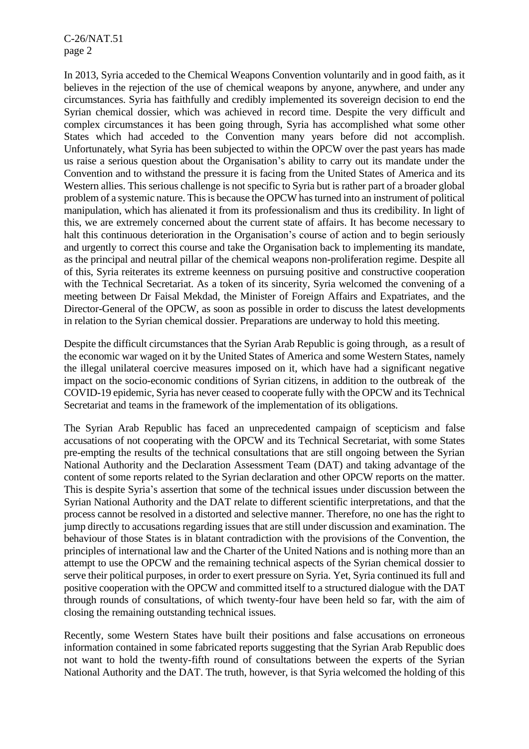In 2013, Syria acceded to the Chemical Weapons Convention voluntarily and in good faith, as it believes in the rejection of the use of chemical weapons by anyone, anywhere, and under any circumstances. Syria has faithfully and credibly implemented its sovereign decision to end the Syrian chemical dossier, which was achieved in record time. Despite the very difficult and complex circumstances it has been going through, Syria has accomplished what some other States which had acceded to the Convention many years before did not accomplish. Unfortunately, what Syria has been subjected to within the OPCW over the past years has made us raise a serious question about the Organisation's ability to carry out its mandate under the Convention and to withstand the pressure it is facing from the United States of America and its Western allies. This serious challenge is not specific to Syria but is rather part of a broader global problem of a systemic nature. This is because the OPCW has turned into an instrument of political manipulation, which has alienated it from its professionalism and thus its credibility. In light of this, we are extremely concerned about the current state of affairs. It has become necessary to halt this continuous deterioration in the Organisation's course of action and to begin seriously and urgently to correct this course and take the Organisation back to implementing its mandate, as the principal and neutral pillar of the chemical weapons non-proliferation regime. Despite all of this, Syria reiterates its extreme keenness on pursuing positive and constructive cooperation with the Technical Secretariat. As a token of its sincerity, Syria welcomed the convening of a meeting between Dr Faisal Mekdad, the Minister of Foreign Affairs and Expatriates, and the Director-General of the OPCW, as soon as possible in order to discuss the latest developments in relation to the Syrian chemical dossier. Preparations are underway to hold this meeting.

Despite the difficult circumstances that the Syrian Arab Republic is going through, as a result of the economic war waged on it by the United States of America and some Western States, namely the illegal unilateral coercive measures imposed on it, which have had a significant negative impact on the socio-economic conditions of Syrian citizens, in addition to the outbreak of the COVID-19 epidemic, Syria has never ceased to cooperate fully with the OPCW and its Technical Secretariat and teams in the framework of the implementation of its obligations.

The Syrian Arab Republic has faced an unprecedented campaign of scepticism and false accusations of not cooperating with the OPCW and its Technical Secretariat, with some States pre-empting the results of the technical consultations that are still ongoing between the Syrian National Authority and the Declaration Assessment Team (DAT) and taking advantage of the content of some reports related to the Syrian declaration and other OPCW reports on the matter. This is despite Syria's assertion that some of the technical issues under discussion between the Syrian National Authority and the DAT relate to different scientific interpretations, and that the process cannot be resolved in a distorted and selective manner. Therefore, no one has the right to jump directly to accusations regarding issues that are still under discussion and examination. The behaviour of those States is in blatant contradiction with the provisions of the Convention, the principles of international law and the Charter of the United Nations and is nothing more than an attempt to use the OPCW and the remaining technical aspects of the Syrian chemical dossier to serve their political purposes, in order to exert pressure on Syria. Yet, Syria continued its full and positive cooperation with the OPCW and committed itself to a structured dialogue with the DAT through rounds of consultations, of which twenty-four have been held so far, with the aim of closing the remaining outstanding technical issues.

Recently, some Western States have built their positions and false accusations on erroneous information contained in some fabricated reports suggesting that the Syrian Arab Republic does not want to hold the twenty-fifth round of consultations between the experts of the Syrian National Authority and the DAT. The truth, however, is that Syria welcomed the holding of this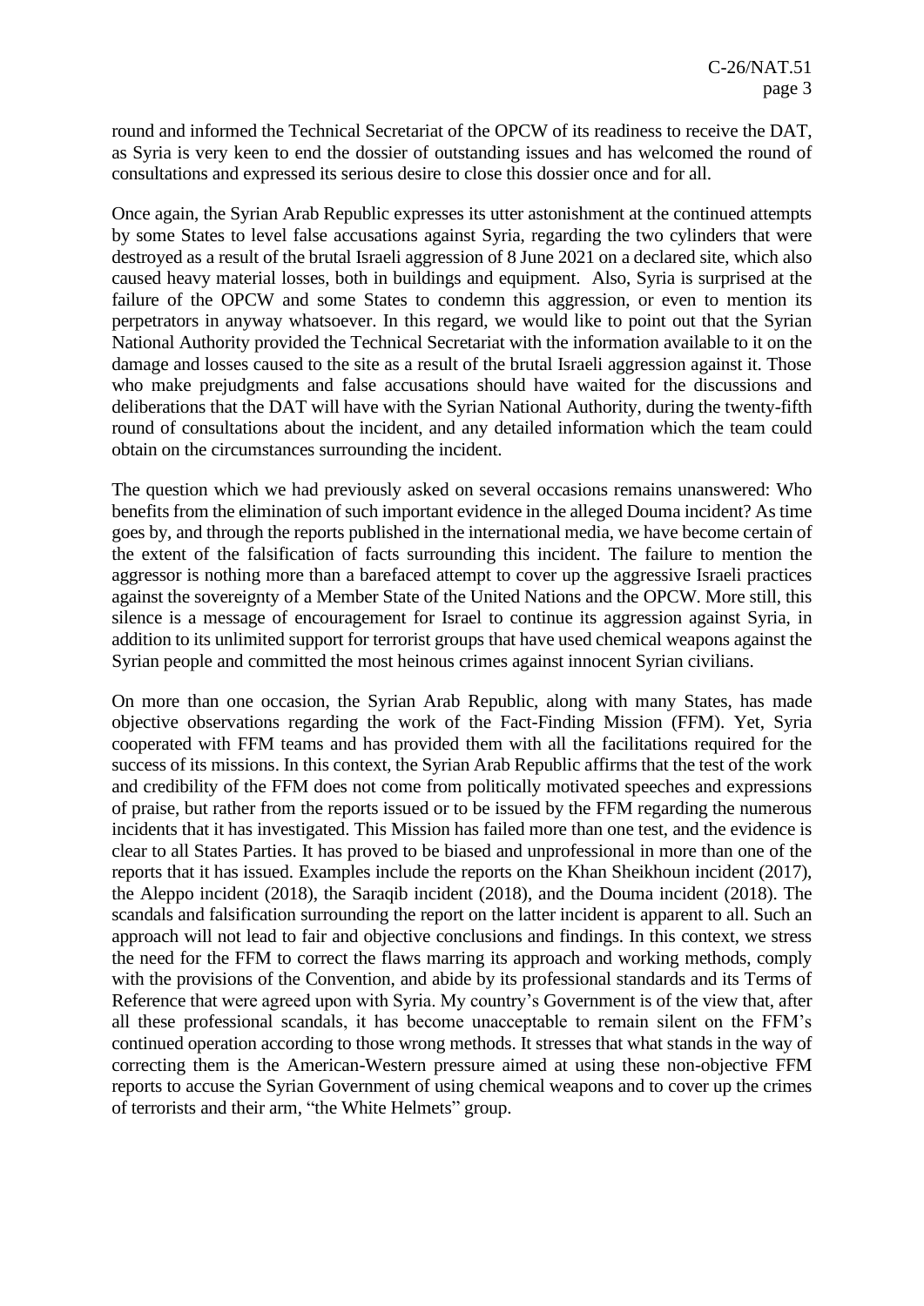round and informed the Technical Secretariat of the OPCW of its readiness to receive the DAT, as Syria is very keen to end the dossier of outstanding issues and has welcomed the round of consultations and expressed its serious desire to close this dossier once and for all.

Once again, the Syrian Arab Republic expresses its utter astonishment at the continued attempts by some States to level false accusations against Syria, regarding the two cylinders that were destroyed as a result of the brutal Israeli aggression of 8 June 2021 on a declared site, which also caused heavy material losses, both in buildings and equipment. Also, Syria is surprised at the failure of the OPCW and some States to condemn this aggression, or even to mention its perpetrators in anyway whatsoever. In this regard, we would like to point out that the Syrian National Authority provided the Technical Secretariat with the information available to it on the damage and losses caused to the site as a result of the brutal Israeli aggression against it. Those who make prejudgments and false accusations should have waited for the discussions and deliberations that the DAT will have with the Syrian National Authority, during the twenty-fifth round of consultations about the incident, and any detailed information which the team could obtain on the circumstances surrounding the incident.

The question which we had previously asked on several occasions remains unanswered: Who benefits from the elimination of such important evidence in the alleged Douma incident? As time goes by, and through the reports published in the international media, we have become certain of the extent of the falsification of facts surrounding this incident. The failure to mention the aggressor is nothing more than a barefaced attempt to cover up the aggressive Israeli practices against the sovereignty of a Member State of the United Nations and the OPCW. More still, this silence is a message of encouragement for Israel to continue its aggression against Syria, in addition to its unlimited support for terrorist groups that have used chemical weapons against the Syrian people and committed the most heinous crimes against innocent Syrian civilians.

On more than one occasion, the Syrian Arab Republic, along with many States, has made objective observations regarding the work of the Fact-Finding Mission (FFM). Yet, Syria cooperated with FFM teams and has provided them with all the facilitations required for the success of its missions. In this context, the Syrian Arab Republic affirms that the test of the work and credibility of the FFM does not come from politically motivated speeches and expressions of praise, but rather from the reports issued or to be issued by the FFM regarding the numerous incidents that it has investigated. This Mission has failed more than one test, and the evidence is clear to all States Parties. It has proved to be biased and unprofessional in more than one of the reports that it has issued. Examples include the reports on the Khan Sheikhoun incident (2017), the Aleppo incident (2018), the Saraqib incident (2018), and the Douma incident (2018). The scandals and falsification surrounding the report on the latter incident is apparent to all. Such an approach will not lead to fair and objective conclusions and findings. In this context, we stress the need for the FFM to correct the flaws marring its approach and working methods, comply with the provisions of the Convention, and abide by its professional standards and its Terms of Reference that were agreed upon with Syria. My country's Government is of the view that, after all these professional scandals, it has become unacceptable to remain silent on the FFM's continued operation according to those wrong methods. It stresses that what stands in the way of correcting them is the American-Western pressure aimed at using these non-objective FFM reports to accuse the Syrian Government of using chemical weapons and to cover up the crimes of terrorists and their arm, "the White Helmets" group.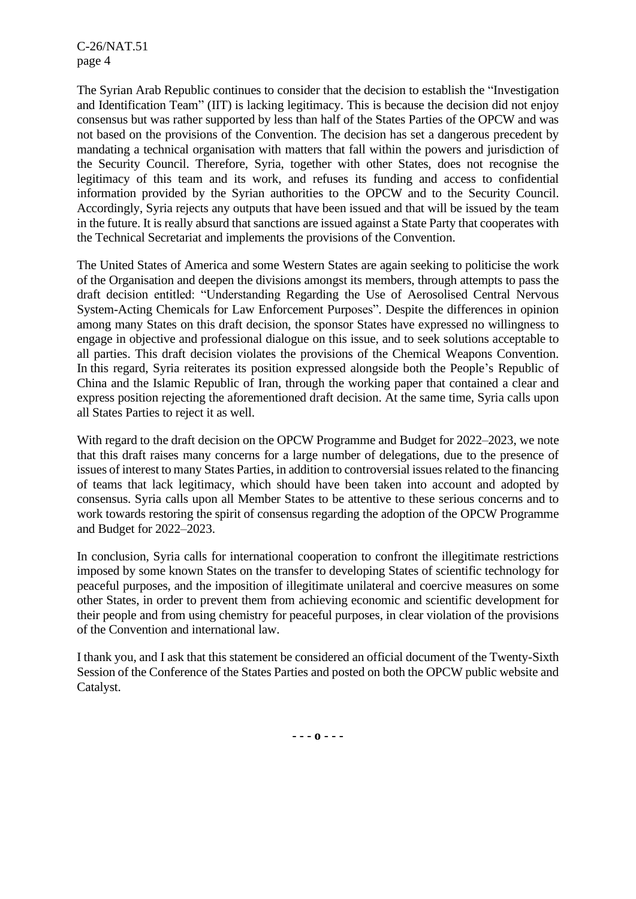The Syrian Arab Republic continues to consider that the decision to establish the "Investigation and Identification Team" (IIT) is lacking legitimacy. This is because the decision did not enjoy consensus but was rather supported by less than half of the States Parties of the OPCW and was not based on the provisions of the Convention. The decision has set a dangerous precedent by mandating a technical organisation with matters that fall within the powers and jurisdiction of the Security Council. Therefore, Syria, together with other States, does not recognise the legitimacy of this team and its work, and refuses its funding and access to confidential information provided by the Syrian authorities to the OPCW and to the Security Council. Accordingly, Syria rejects any outputs that have been issued and that will be issued by the team in the future. It is really absurd that sanctions are issued against a State Party that cooperates with the Technical Secretariat and implements the provisions of the Convention.

The United States of America and some Western States are again seeking to politicise the work of the Organisation and deepen the divisions amongst its members, through attempts to pass the draft decision entitled: "Understanding Regarding the Use of Aerosolised Central Nervous System-Acting Chemicals for Law Enforcement Purposes". Despite the differences in opinion among many States on this draft decision, the sponsor States have expressed no willingness to engage in objective and professional dialogue on this issue, and to seek solutions acceptable to all parties. This draft decision violates the provisions of the Chemical Weapons Convention. In this regard, Syria reiterates its position expressed alongside both the People's Republic of China and the Islamic Republic of Iran, through the working paper that contained a clear and express position rejecting the aforementioned draft decision. At the same time, Syria calls upon all States Parties to reject it as well.

With regard to the draft decision on the OPCW Programme and Budget for 2022–2023, we note that this draft raises many concerns for a large number of delegations, due to the presence of issues of interest to many States Parties, in addition to controversial issues related to the financing of teams that lack legitimacy, which should have been taken into account and adopted by consensus. Syria calls upon all Member States to be attentive to these serious concerns and to work towards restoring the spirit of consensus regarding the adoption of the OPCW Programme and Budget for 2022–2023.

In conclusion, Syria calls for international cooperation to confront the illegitimate restrictions imposed by some known States on the transfer to developing States of scientific technology for peaceful purposes, and the imposition of illegitimate unilateral and coercive measures on some other States, in order to prevent them from achieving economic and scientific development for their people and from using chemistry for peaceful purposes, in clear violation of the provisions of the Convention and international law.

I thank you, and I ask that this statement be considered an official document of the Twenty-Sixth Session of the Conference of the States Parties and posted on both the OPCW public website and Catalyst.

- - - o - - -